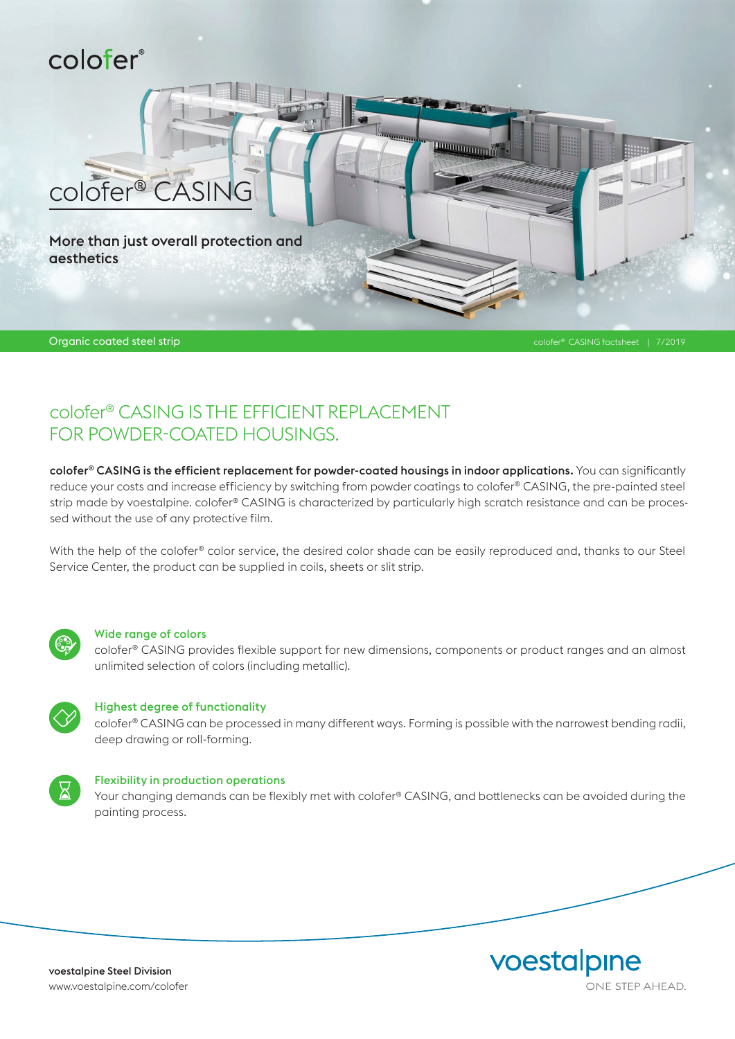colofer®

# colofer® CASING

**More than just overall protection and aesthetics**

Organic coated steel strip

colofer® CASING factsheet | 7/2019

## colofer® CASING IS THE EFFICIENT REPLACEMENT FOR POWDER-COATED HOUSINGS.

**colofer® CASING is the efficient replacement for powder-coated housings in indoor applications.** You can significantly reduce your costs and increase efficiency by switching from powder coatings to colofer® CASING, the pre-painted steel strip made by voestalpine. colofer® CASING is characterized by particularly high scratch resistance and can be processed without the use of any protective film.

With the help of the colofer® color service, the desired color shade can be easily reproduced and, thanks to our Steel Service Center, the product can be supplied in coils, sheets or slit strip.

### Wide range of colors

colofer® CASING provides flexible support for new dimensions, components or product ranges and an almost unlimited selection of colors (including metallic).

### Highest degree of functionality

colofer® CASING can be processed in many different ways. Forming is possible with the narrowest bending radii, deep drawing or roll-forming.

### Flexibility in production operations

Your changing demands can be flexibly met with colofer® CASING, and bottlenecks can be avoided during the painting process.

**voestalpine Steel Division**
www.voestalpine.com/colofer

voestalpine
ONE STEP AHEAD.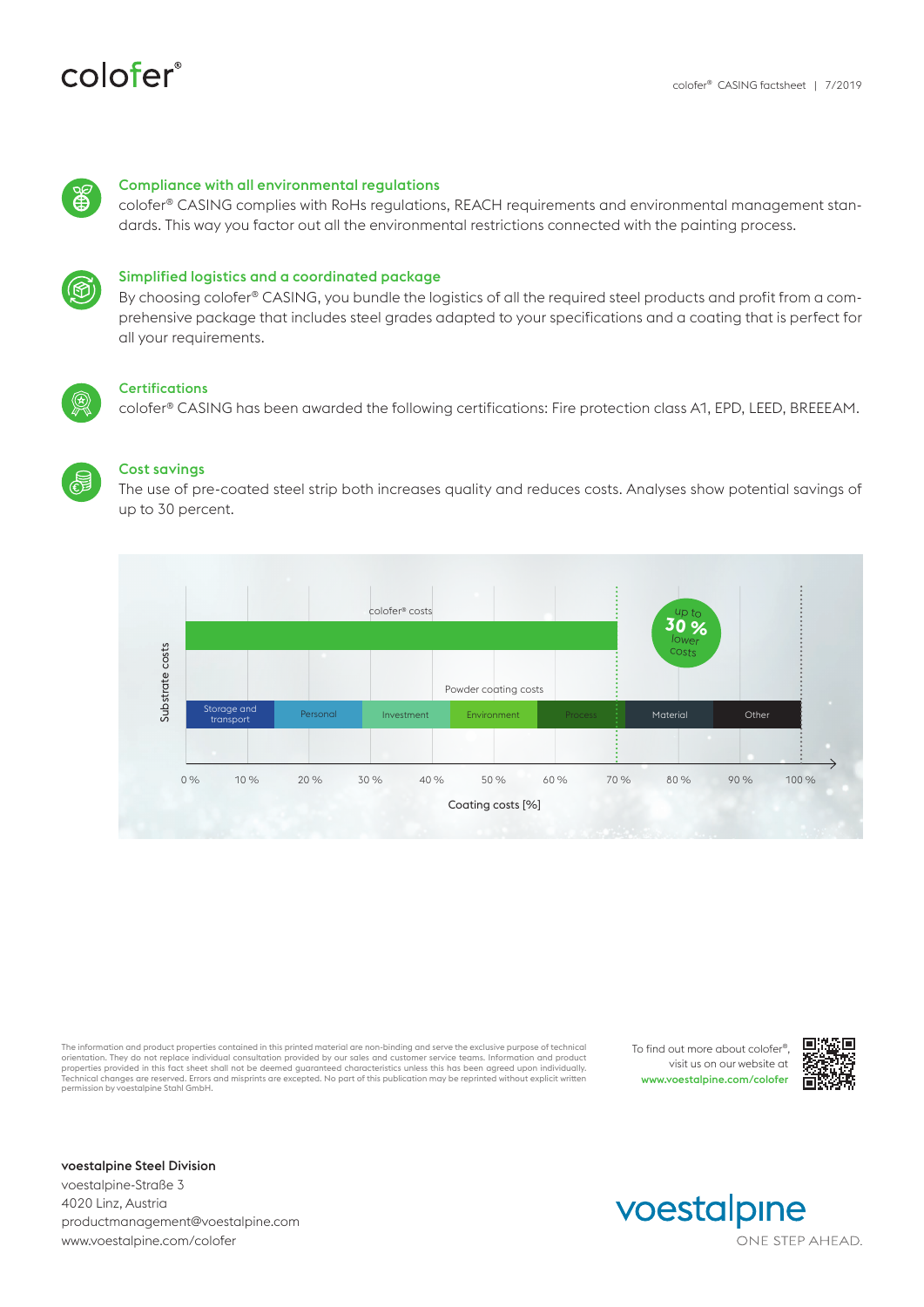### Compliance with all environmental regulations

colofer® CASING complies with RoHs regulations, REACH requirements and environmental management standards. This way you factor out all the environmental restrictions connected with the painting process.

### Simplified logistics and a coordinated package

By choosing colofer® CASING, you bundle the logistics of all the required steel products and profit from a comprehensive package that includes steel grades adapted to your specifications and a coating that is perfect for all your requirements.

### Certifications

colofer® CASING has been awarded the following certifications: Fire protection class A1, EPD, LEED, BREEEAM.

### Cost savings

The use of pre-coated steel strip both increases quality and reduces costs. Analyses show potential savings of up to 30 percent.

Substrate costs

colofer® costs

up to 30 % lower costs

Powder coating costs

Storage and transport
Personal
Investment
Environment
Process
Material
Other

0 %
10 %
20 %
30 %
40 %
50 %
60 %
70 %
80 %
90 %
100 %

Coating costs [%]

The information and product properties contained in this printed material are non-binding and serve the exclusive purpose of technical orientation. They do not replace individual consultation provided by our sales and customer service teams. Information and product properties provided in this fact sheet shall not be deemed guaranteed characteristics unless this has been agreed upon individually. Technical changes are reserved. Errors and misprints are excepted. No part of this publication may be reprinted without explicit written permission by voestalpine Stahl GmbH.

To find out more about colofer®, visit us on our website at
www.voestalpine.com/colofer

**voestalpine Steel Division**
voestalpine-Straße 3
4020 Linz, Austria
productmanagement@voestalpine.com
www.voestalpine.com/colofer

voestalpine
ONE STEP AHEAD.